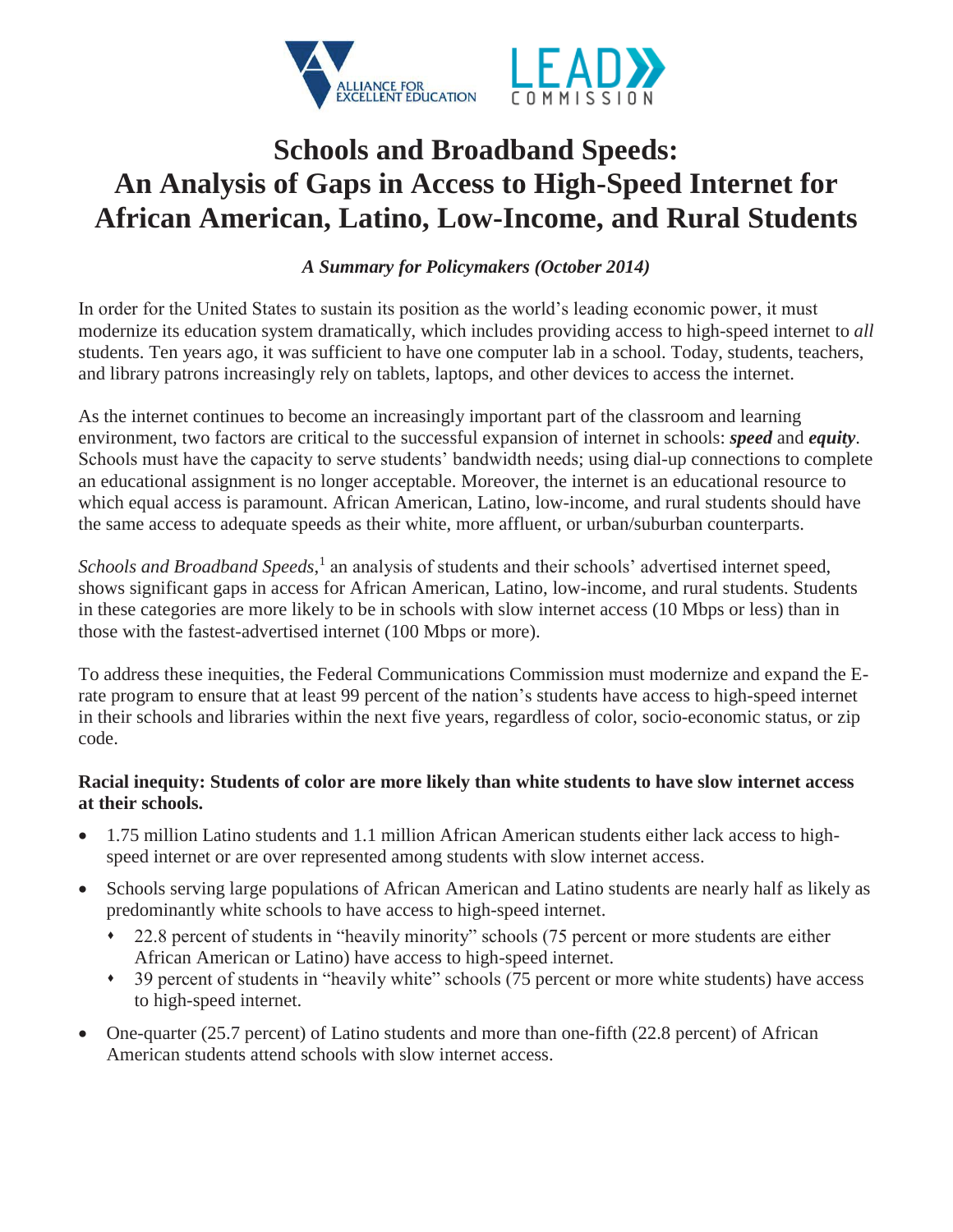# Schools and Broadband Speeds: An Analysis of Gaps in Access to High-Speed Internet for African American, Latino, Low-Income, and Rural Students

*A Summary for Policymakers (October 2014)*

In order for the United States to sustain its position as the world's leading economic power, it must modernize its education system dramatically, which includes providing access to high-speed internet to *all* students. Ten years ago, it was sufficient to have one computer lab in a school. Today, students, teachers, and library patrons increasingly rely on tablets, laptops, and other devices to access the internet.

As the internet continues to become an increasingly important part of the classroom and learning environment, two factors are critical to the successful expansion of internet in schools: ***speed*** and ***equity***. Schools must have the capacity to serve students' bandwidth needs; using dial-up connections to complete an educational assignment is no longer acceptable. Moreover, the internet is an educational resource to which equal access is paramount. African American, Latino, low-income, and rural students should have the same access to adequate speeds as their white, more affluent, or urban/suburban counterparts.

*Schools and Broadband Speeds*,[1] an analysis of students and their schools' advertised internet speed, shows significant gaps in access for African American, Latino, low-income, and rural students. Students in these categories are more likely to be in schools with slow internet access (10 Mbps or less) than in those with the fastest-advertised internet (100 Mbps or more).

To address these inequities, the Federal Communications Commission must modernize and expand the E-rate program to ensure that at least 99 percent of the nation's students have access to high-speed internet in their schools and libraries within the next five years, regardless of color, socio-economic status, or zip code.

**Racial inequity: Students of color are more likely than white students to have slow internet access at their schools.**

- 1.75 million Latino students and 1.1 million African American students either lack access to high-speed internet or are over represented among students with slow internet access.
- Schools serving large populations of African American and Latino students are nearly half as likely as predominantly white schools to have access to high-speed internet.
  - 22.8 percent of students in "heavily minority" schools (75 percent or more students are either African American or Latino) have access to high-speed internet.
  - 39 percent of students in "heavily white" schools (75 percent or more white students) have access to high-speed internet.
- One-quarter (25.7 percent) of Latino students and more than one-fifth (22.8 percent) of African American students attend schools with slow internet access.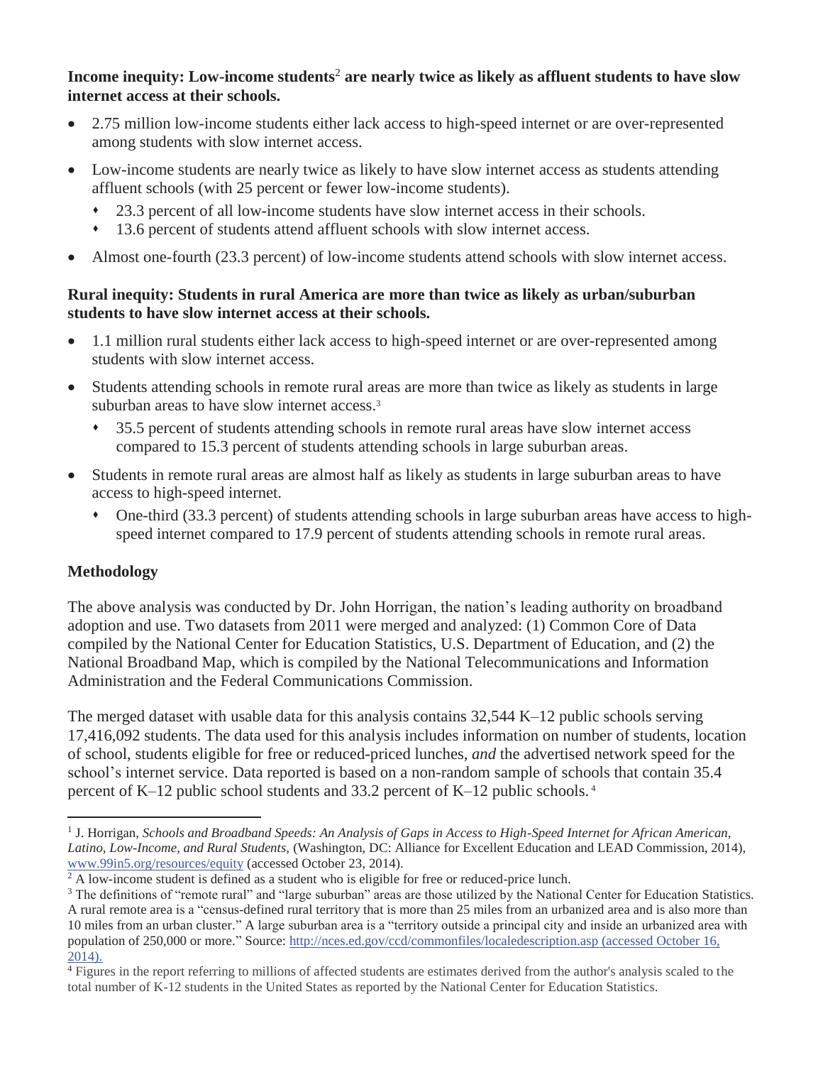**Income inequity: Low-income students[2] are nearly twice as likely as affluent students to have slow internet access at their schools.**

- 2.75 million low-income students either lack access to high-speed internet or are over-represented among students with slow internet access.
- Low-income students are nearly twice as likely to have slow internet access as students attending affluent schools (with 25 percent or fewer low-income students).
  - 23.3 percent of all low-income students have slow internet access in their schools.
  - 13.6 percent of students attend affluent schools with slow internet access.
- Almost one-fourth (23.3 percent) of low-income students attend schools with slow internet access.

**Rural inequity: Students in rural America are more than twice as likely as urban/suburban students to have slow internet access at their schools.**

- 1.1 million rural students either lack access to high-speed internet or are over-represented among students with slow internet access.
- Students attending schools in remote rural areas are more than twice as likely as students in large suburban areas to have slow internet access.[3]
  - 35.5 percent of students attending schools in remote rural areas have slow internet access compared to 15.3 percent of students attending schools in large suburban areas.
- Students in remote rural areas are almost half as likely as students in large suburban areas to have access to high-speed internet.
  - One-third (33.3 percent) of students attending schools in large suburban areas have access to high-speed internet compared to 17.9 percent of students attending schools in remote rural areas.

**Methodology**

The above analysis was conducted by Dr. John Horrigan, the nation's leading authority on broadband adoption and use. Two datasets from 2011 were merged and analyzed: (1) Common Core of Data compiled by the National Center for Education Statistics, U.S. Department of Education, and (2) the National Broadband Map, which is compiled by the National Telecommunications and Information Administration and the Federal Communications Commission.

The merged dataset with usable data for this analysis contains 32,544 K–12 public schools serving 17,416,092 students. The data used for this analysis includes information on number of students, location of school, students eligible for free or reduced-priced lunches, *and* the advertised network speed for the school's internet service. Data reported is based on a non-random sample of schools that contain 35.4 percent of K–12 public school students and 33.2 percent of K–12 public schools.[4]

---

[1] J. Horrigan, *Schools and Broadband Speeds: An Analysis of Gaps in Access to High-Speed Internet for African American, Latino, Low-Income, and Rural Students,* (Washington, DC: Alliance for Excellent Education and LEAD Commission, 2014), www.99in5.org/resources/equity (accessed October 23, 2014).

[2] A low-income student is defined as a student who is eligible for free or reduced-price lunch.

[3] The definitions of "remote rural" and "large suburban" areas are those utilized by the National Center for Education Statistics. A rural remote area is a "census-defined rural territory that is more than 25 miles from an urbanized area and is also more than 10 miles from an urban cluster." A large suburban area is a "territory outside a principal city and inside an urbanized area with population of 250,000 or more." Source: http://nces.ed.gov/ccd/commonfiles/localedescription.asp (accessed October 16, 2014).

[4] Figures in the report referring to millions of affected students are estimates derived from the author's analysis scaled to the total number of K-12 students in the United States as reported by the National Center for Education Statistics.